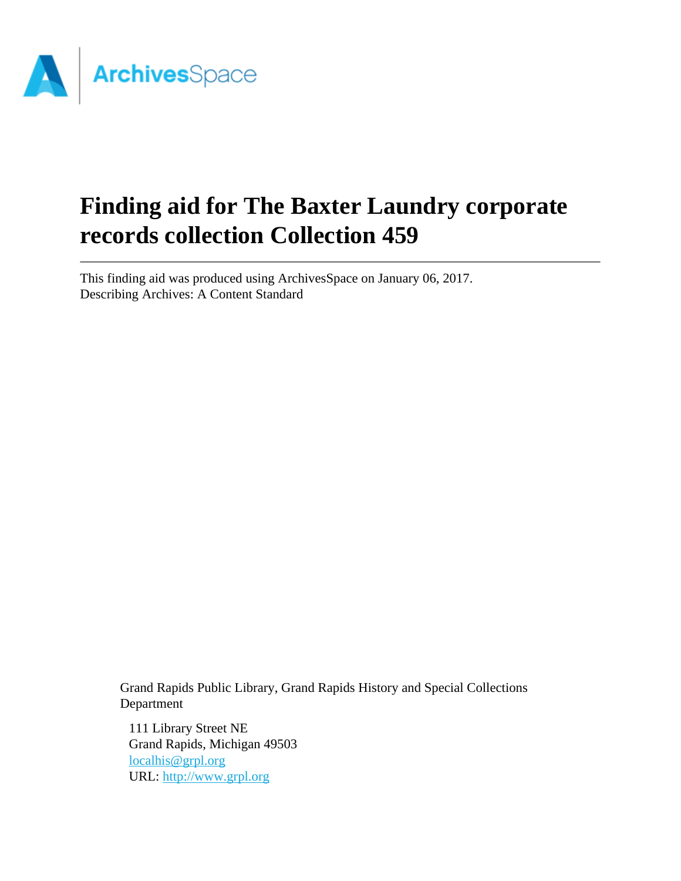# Finding aid for The Baxter Laundry corporate records collection Collection 459

---

This finding aid was produced using ArchivesSpace on January 06, 2017.
Describing Archives: A Content Standard

Grand Rapids Public Library, Grand Rapids History and Special Collections Department

111 Library Street NE
Grand Rapids, Michigan 49503
localhis@grpl.org
URL: http://www.grpl.org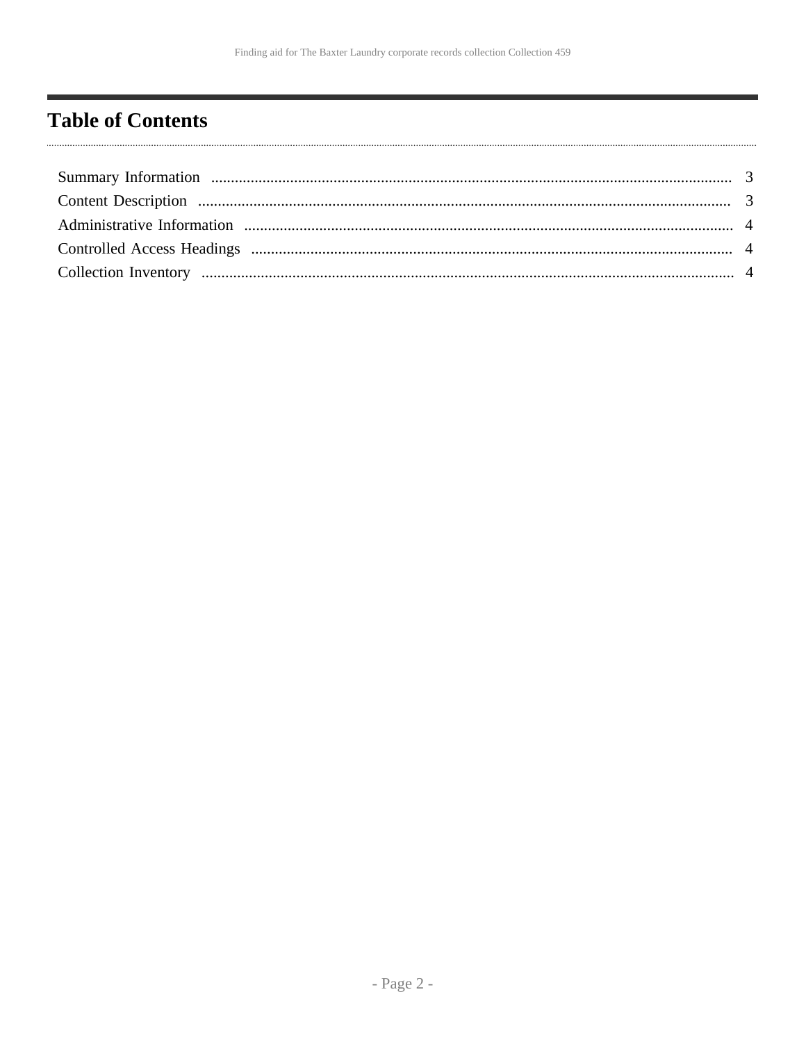# Table of Contents

| | |
|---|---|
| Summary Information | 3 |
| Content Description | 3 |
| Administrative Information | 4 |
| Controlled Access Headings | 4 |
| Collection Inventory | 4 |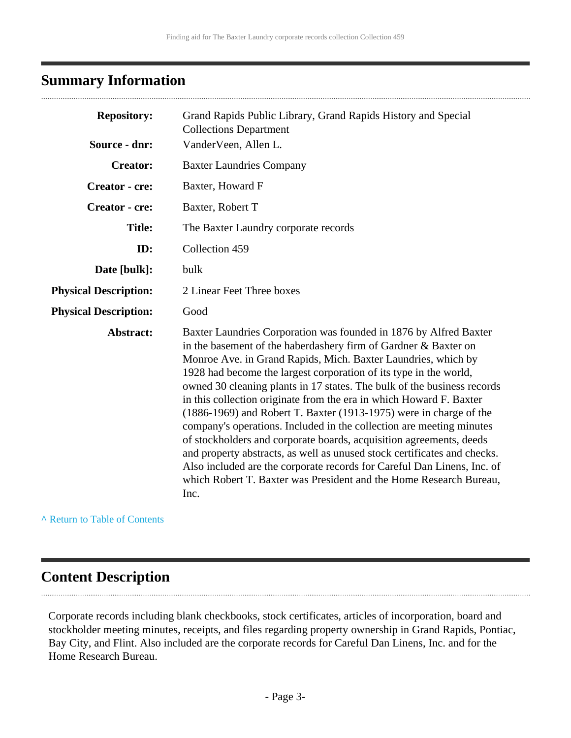## Summary Information

| | |
|---|---|
| **Repository:** | Grand Rapids Public Library, Grand Rapids History and Special Collections Department |
| **Source - dnr:** | VanderVeen, Allen L. |
| **Creator:** | Baxter Laundries Company |
| **Creator - cre:** | Baxter, Howard F |
| **Creator - cre:** | Baxter, Robert T |
| **Title:** | The Baxter Laundry corporate records |
| **ID:** | Collection 459 |
| **Date [bulk]:** | bulk |
| **Physical Description:** | 2 Linear Feet Three boxes |
| **Physical Description:** | Good |
| **Abstract:** | Baxter Laundries Corporation was founded in 1876 by Alfred Baxter in the basement of the haberdashery firm of Gardner & Baxter on Monroe Ave. in Grand Rapids, Mich. Baxter Laundries, which by 1928 had become the largest corporation of its type in the world, owned 30 cleaning plants in 17 states. The bulk of the business records in this collection originate from the era in which Howard F. Baxter (1886-1969) and Robert T. Baxter (1913-1975) were in charge of the company's operations. Included in the collection are meeting minutes of stockholders and corporate boards, acquisition agreements, deeds and property abstracts, as well as unused stock certificates and checks. Also included are the corporate records for Careful Dan Linens, Inc. of which Robert T. Baxter was President and the Home Research Bureau, Inc. |

^ Return to Table of Contents

## Content Description

Corporate records including blank checkbooks, stock certificates, articles of incorporation, board and stockholder meeting minutes, receipts, and files regarding property ownership in Grand Rapids, Pontiac, Bay City, and Flint. Also included are the corporate records for Careful Dan Linens, Inc. and for the Home Research Bureau.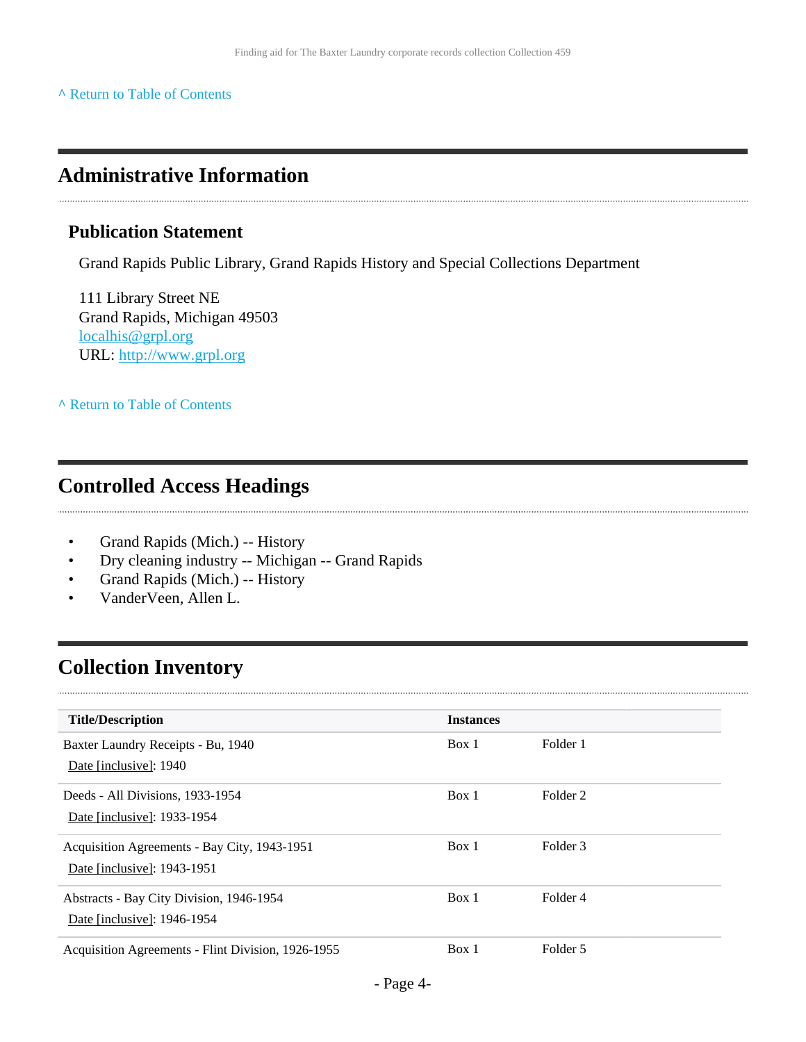^ Return to Table of Contents

## Administrative Information

### Publication Statement

Grand Rapids Public Library, Grand Rapids History and Special Collections Department

111 Library Street NE
Grand Rapids, Michigan 49503
localhis@grpl.org
URL: http://www.grpl.org

^ Return to Table of Contents

## Controlled Access Headings

- Grand Rapids (Mich.) -- History
- Dry cleaning industry -- Michigan -- Grand Rapids
- Grand Rapids (Mich.) -- History
- VanderVeen, Allen L.

## Collection Inventory

| Title/Description | Instances | |
|---|---|---|
| Baxter Laundry Receipts - Bu, 1940<br>Date [inclusive]: 1940 | Box 1 | Folder 1 |
| Deeds - All Divisions, 1933-1954<br>Date [inclusive]: 1933-1954 | Box 1 | Folder 2 |
| Acquisition Agreements - Bay City, 1943-1951<br>Date [inclusive]: 1943-1951 | Box 1 | Folder 3 |
| Abstracts - Bay City Division, 1946-1954<br>Date [inclusive]: 1946-1954 | Box 1 | Folder 4 |
| Acquisition Agreements - Flint Division, 1926-1955 | Box 1 | Folder 5 |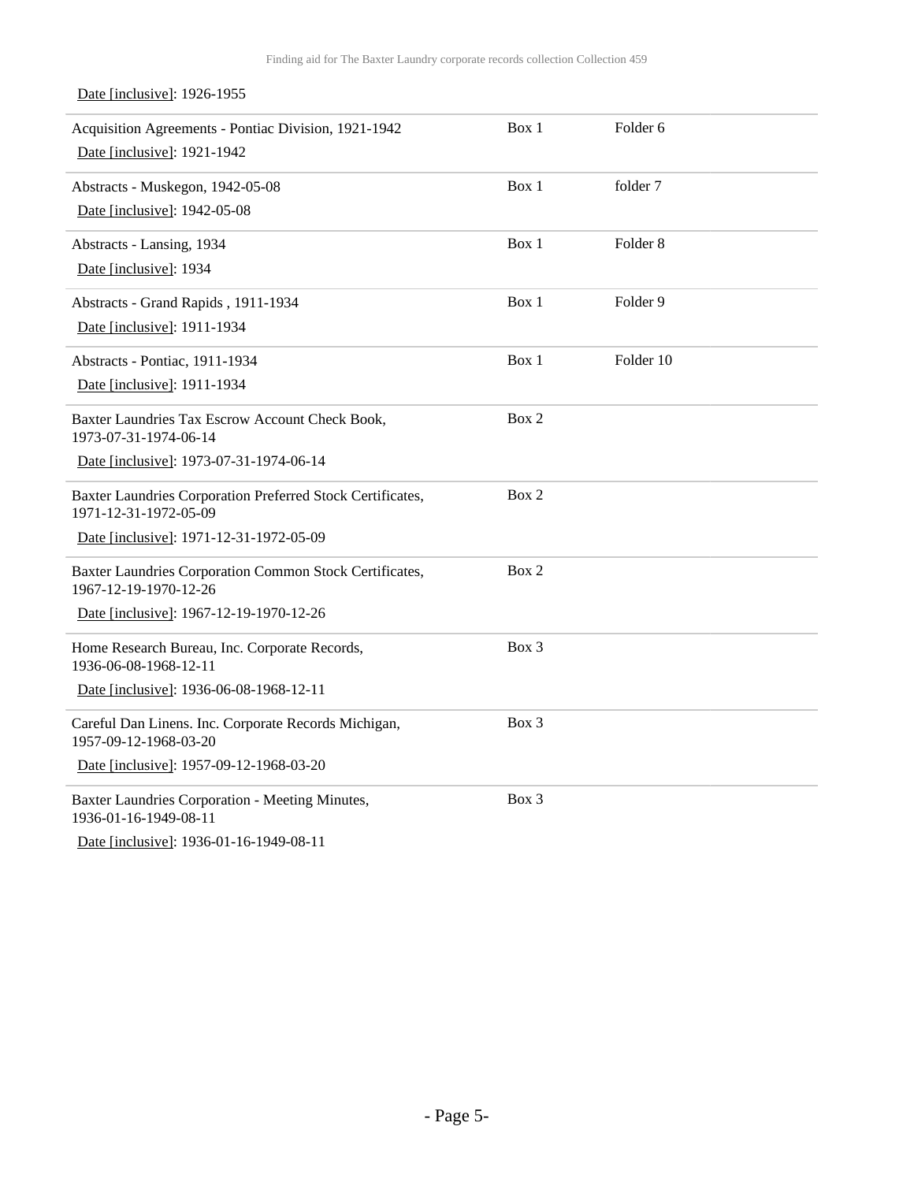Date [inclusive]: 1926-1955

| | | |
|---|---|---|
| Acquisition Agreements - Pontiac Division, 1921-1942<br>Date [inclusive]: 1921-1942 | Box 1 | Folder 6 |
| Abstracts - Muskegon, 1942-05-08<br>Date [inclusive]: 1942-05-08 | Box 1 | folder 7 |
| Abstracts - Lansing, 1934<br>Date [inclusive]: 1934 | Box 1 | Folder 8 |
| Abstracts - Grand Rapids , 1911-1934<br>Date [inclusive]: 1911-1934 | Box 1 | Folder 9 |
| Abstracts - Pontiac, 1911-1934<br>Date [inclusive]: 1911-1934 | Box 1 | Folder 10 |
| Baxter Laundries Tax Escrow Account Check Book, 1973-07-31-1974-06-14<br>Date [inclusive]: 1973-07-31-1974-06-14 | Box 2 | |
| Baxter Laundries Corporation Preferred Stock Certificates, 1971-12-31-1972-05-09<br>Date [inclusive]: 1971-12-31-1972-05-09 | Box 2 | |
| Baxter Laundries Corporation Common Stock Certificates, 1967-12-19-1970-12-26<br>Date [inclusive]: 1967-12-19-1970-12-26 | Box 2 | |
| Home Research Bureau, Inc. Corporate Records, 1936-06-08-1968-12-11<br>Date [inclusive]: 1936-06-08-1968-12-11 | Box 3 | |
| Careful Dan Linens. Inc. Corporate Records Michigan, 1957-09-12-1968-03-20<br>Date [inclusive]: 1957-09-12-1968-03-20 | Box 3 | |
| Baxter Laundries Corporation - Meeting Minutes, 1936-01-16-1949-08-11<br>Date [inclusive]: 1936-01-16-1949-08-11 | Box 3 | |